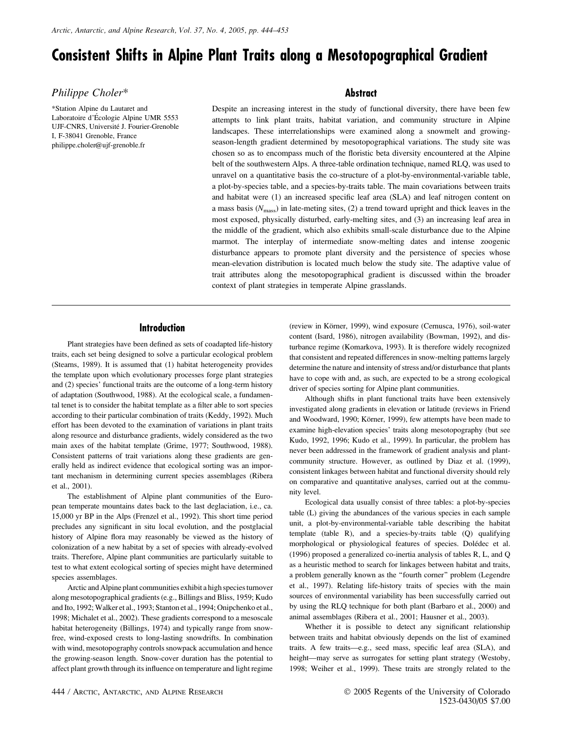# Consistent Shifts in Alpine Plant Traits along a Mesotopographical Gradient

*Philippe Choler**

*Station Alpine du Lautaret and Laboratoire d'Écologie Alpine UMR 5553 UJF-CNRS, Université J. Fourier-Grenoble I, F-38041 Grenoble, France
philippe.choler@ujf-grenoble.fr

## Abstract

Despite an increasing interest in the study of functional diversity, there have been few attempts to link plant traits, habitat variation, and community structure in Alpine landscapes. These interrelationships were examined along a snowmelt and growing-season-length gradient determined by mesotopographical variations. The study site was chosen so as to encompass much of the floristic beta diversity encountered at the Alpine belt of the southwestern Alps. A three-table ordination technique, named RLQ, was used to unravel on a quantitative basis the co-structure of a plot-by-environmental-variable table, a plot-by-species table, and a species-by-traits table. The main covariations between traits and habitat were (1) an increased specific leaf area (SLA) and leaf nitrogen content on a mass basis ($N_{mass}$) in late-meting sites, (2) a trend toward upright and thick leaves in the most exposed, physically disturbed, early-melting sites, and (3) an increasing leaf area in the middle of the gradient, which also exhibits small-scale disturbance due to the Alpine marmot. The interplay of intermediate snow-melting dates and intense zoogenic disturbance appears to promote plant diversity and the persistence of species whose mean-elevation distribution is located much below the study site. The adaptive value of trait attributes along the mesotopographical gradient is discussed within the broader context of plant strategies in temperate Alpine grasslands.

## Introduction

Plant strategies have been defined as sets of coadapted life-history traits, each set being designed to solve a particular ecological problem (Stearns, 1989). It is assumed that (1) habitat heterogeneity provides the template upon which evolutionary processes forge plant strategies and (2) species' functional traits are the outcome of a long-term history of adaptation (Southwood, 1988). At the ecological scale, a fundamental tenet is to consider the habitat template as a filter able to sort species according to their particular combination of traits (Keddy, 1992). Much effort has been devoted to the examination of variations in plant traits along resource and disturbance gradients, widely considered as the two main axes of the habitat template (Grime, 1977; Southwood, 1988). Consistent patterns of trait variations along these gradients are generally held as indirect evidence that ecological sorting was an important mechanism in determining current species assemblages (Ribera et al., 2001).

The establishment of Alpine plant communities of the European temperate mountains dates back to the last deglaciation, i.e., ca. 15,000 yr BP in the Alps (Frenzel et al., 1992). This short time period precludes any significant in situ local evolution, and the postglacial history of Alpine flora may reasonably be viewed as the history of colonization of a new habitat by a set of species with already-evolved traits. Therefore, Alpine plant communities are particularly suitable to test to what extent ecological sorting of species might have determined species assemblages.

Arctic and Alpine plant communities exhibit a high species turnover along mesotopographical gradients (e.g., Billings and Bliss, 1959; Kudo and Ito, 1992; Walker et al., 1993; Stanton et al., 1994; Onipchenko et al., 1998; Michalet et al., 2002). These gradients correspond to a mesoscale habitat heterogeneity (Billings, 1974) and typically range from snow-free, wind-exposed crests to long-lasting snowdrifts. In combination with wind, mesotopography controls snowpack accumulation and hence the growing-season length. Snow-cover duration has the potential to affect plant growth through its influence on temperature and light regime (review in Körner, 1999), wind exposure (Cernusca, 1976), soil-water content (Isard, 1986), nitrogen availability (Bowman, 1992), and disturbance regime (Komarkova, 1993). It is therefore widely recognized that consistent and repeated differences in snow-melting patterns largely determine the nature and intensity of stress and/or disturbance that plants have to cope with and, as such, are expected to be a strong ecological driver of species sorting for Alpine plant communities.

Although shifts in plant functional traits have been extensively investigated along gradients in elevation or latitude (reviews in Friend and Woodward, 1990; Körner, 1999), few attempts have been made to examine high-elevation species' traits along mesotopography (but see Kudo, 1992, 1996; Kudo et al., 1999). In particular, the problem has never been addressed in the framework of gradient analysis and plant-community structure. However, as outlined by Diaz et al. (1999), consistent linkages between habitat and functional diversity should rely on comparative and quantitative analyses, carried out at the community level.

Ecological data usually consist of three tables: a plot-by-species table (L) giving the abundances of the various species in each sample unit, a plot-by-environmental-variable table describing the habitat template (table R), and a species-by-traits table (Q) qualifying morphological or physiological features of species. Dolédec et al. (1996) proposed a generalized co-inertia analysis of tables R, L, and Q as a heuristic method to search for linkages between habitat and traits, a problem generally known as the "fourth corner" problem (Legendre et al., 1997). Relating life-history traits of species with the main sources of environmental variability has been successfully carried out by using the RLQ technique for both plant (Barbaro et al., 2000) and animal assemblages (Ribera et al., 2001; Hausner et al., 2003).

Whether it is possible to detect any significant relationship between traits and habitat obviously depends on the list of examined traits. A few traits—e.g., seed mass, specific leaf area (SLA), and height—may serve as surrogates for setting plant strategy (Westoby, 1998; Weiher et al., 1999). These traits are strongly related to the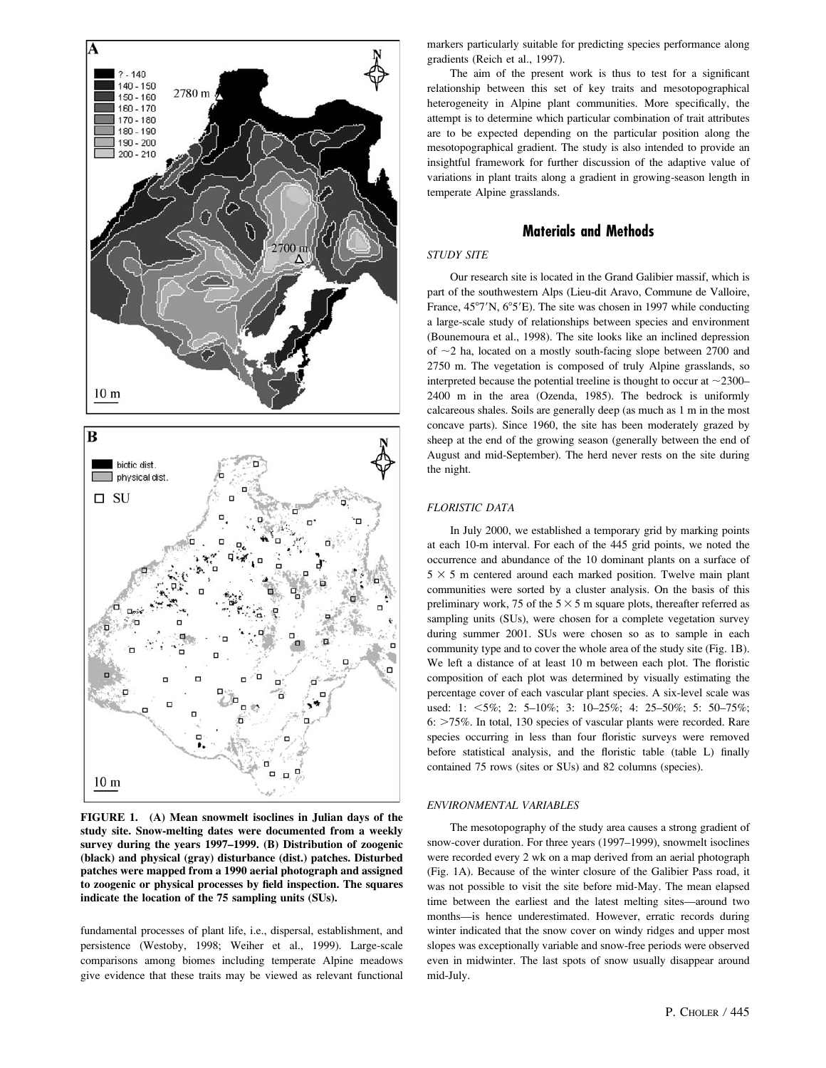FIGURE 1. (A) Mean snowmelt isoclines in Julian days of the study site. Snow-melting dates were documented from a weekly survey during the years 1997–1999. (B) Distribution of zoogenic (black) and physical (gray) disturbance (dist.) patches. Disturbed patches were mapped from a 1990 aerial photograph and assigned to zoogenic or physical processes by field inspection. The squares indicate the location of the 75 sampling units (SUs).

fundamental processes of plant life, i.e., dispersal, establishment, and persistence (Westoby, 1998; Weiher et al., 1999). Large-scale comparisons among biomes including temperate Alpine meadows give evidence that these traits may be viewed as relevant functional markers particularly suitable for predicting species performance along gradients (Reich et al., 1997).

The aim of the present work is thus to test for a significant relationship between this set of key traits and mesotopographical heterogeneity in Alpine plant communities. More specifically, the attempt is to determine which particular combination of trait attributes are to be expected depending on the particular position along the mesotopographical gradient. The study is also intended to provide an insightful framework for further discussion of the adaptive value of variations in plant traits along a gradient in growing-season length in temperate Alpine grasslands.

## Materials and Methods

### STUDY SITE

Our research site is located in the Grand Galibier massif, which is part of the southwestern Alps (Lieu-dit Aravo, Commune de Valloire, France, 45°7′N, 6°5′E). The site was chosen in 1997 while conducting a large-scale study of relationships between species and environment (Bounemoura et al., 1998). The site looks like an inclined depression of ~2 ha, located on a mostly south-facing slope between 2700 and 2750 m. The vegetation is composed of truly Alpine grasslands, so interpreted because the potential treeline is thought to occur at ~2300–2400 m in the area (Ozenda, 1985). The bedrock is uniformly calcareous shales. Soils are generally deep (as much as 1 m in the most concave parts). Since 1960, the site has been moderately grazed by sheep at the end of the growing season (generally between the end of August and mid-September). The herd never rests on the site during the night.

### FLORISTIC DATA

In July 2000, we established a temporary grid by marking points at each 10-m interval. For each of the 445 grid points, we noted the occurrence and abundance of the 10 dominant plants on a surface of $5 \times 5$ m centered around each marked position. Twelve main plant communities were sorted by a cluster analysis. On the basis of this preliminary work, 75 of the $5 \times 5$ m square plots, thereafter referred as sampling units (SUs), were chosen for a complete vegetation survey during summer 2001. SUs were chosen so as to sample in each community type and to cover the whole area of the study site (Fig. 1B). We left a distance of at least 10 m between each plot. The floristic composition of each plot was determined by visually estimating the percentage cover of each vascular plant species. A six-level scale was used: 1: <5%; 2: 5–10%; 3: 10–25%; 4: 25–50%; 5: 50–75%; 6: >75%. In total, 130 species of vascular plants were recorded. Rare species occurring in less than four floristic surveys were removed before statistical analysis, and the floristic table (table L) finally contained 75 rows (sites or SUs) and 82 columns (species).

### ENVIRONMENTAL VARIABLES

The mesotopography of the study area causes a strong gradient of snow-cover duration. For three years (1997–1999), snowmelt isoclines were recorded every 2 wk on a map derived from an aerial photograph (Fig. 1A). Because of the winter closure of the Galibier Pass road, it was not possible to visit the site before mid-May. The mean elapsed time between the earliest and the latest melting sites—around two months—is hence underestimated. However, erratic records during winter indicated that the snow cover on windy ridges and upper most slopes was exceptionally variable and snow-free periods were observed even in midwinter. The last spots of snow usually disappear around mid-July.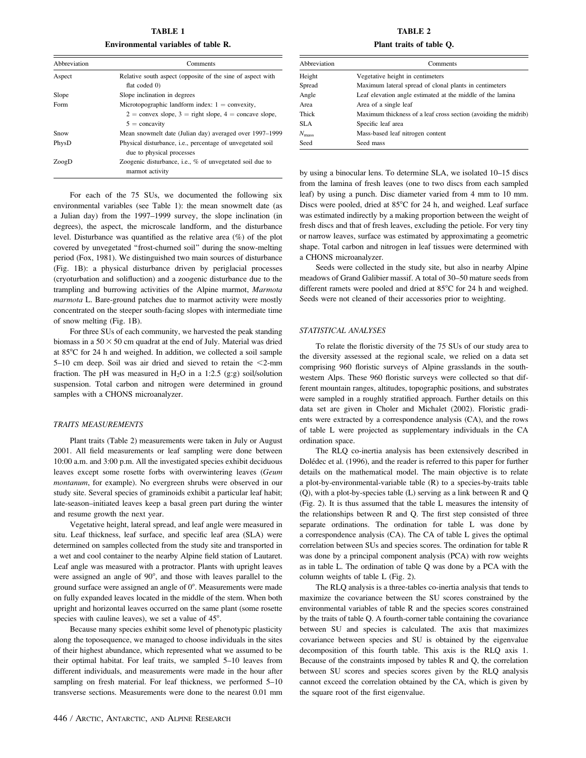**TABLE 1**

**Environmental variables of table R.**

| Abbreviation | Comments |
|---|---|
| Aspect | Relative south aspect (opposite of the sine of aspect with flat coded 0) |
| Slope | Slope inclination in degrees |
| Form | Microtopographic landform index: 1 = convexity, 2 = convex slope, 3 = right slope, 4 = concave slope, 5 = concavity |
| Snow | Mean snowmelt date (Julian day) averaged over 1997–1999 |
| PhysD | Physical disturbance, i.e., percentage of unvegetated soil due to physical processes |
| ZoogD | Zoogenic disturbance, i.e., % of unvegetated soil due to marmot activity |

For each of the 75 SUs, we documented the following six environmental variables (see Table 1): the mean snowmelt date (as a Julian day) from the 1997–1999 survey, the slope inclination (in degrees), the aspect, the microscale landform, and the disturbance level. Disturbance was quantified as the relative area (%) of the plot covered by unvegetated "frost-churned soil" during the snow-melting period (Fox, 1981). We distinguished two main sources of disturbance (Fig. 1B): a physical disturbance driven by periglacial processes (cryoturbation and solifluction) and a zoogenic disturbance due to the trampling and burrowing activities of the Alpine marmot, *Marmota marmota* L. Bare-ground patches due to marmot activity were mostly concentrated on the steeper south-facing slopes with intermediate time of snow melting (Fig. 1B).

For three SUs of each community, we harvested the peak standing biomass in a 50 × 50 cm quadrat at the end of July. Material was dried at 85°C for 24 h and weighed. In addition, we collected a soil sample 5–10 cm deep. Soil was air dried and sieved to retain the <2-mm fraction. The pH was measured in $H_2O$ in a 1:2.5 (g:g) soil/solution suspension. Total carbon and nitrogen were determined in ground samples with a CHONS microanalyzer.

### TRAITS MEASUREMENTS

Plant traits (Table 2) measurements were taken in July or August 2001. All field measurements or leaf sampling were done between 10:00 a.m. and 3:00 p.m. All the investigated species exhibit deciduous leaves except some rosette forbs with overwintering leaves (*Geum montanum*, for example). No evergreen shrubs were observed in our study site. Several species of graminoids exhibit a particular leaf habit; late-season–initiated leaves keep a basal green part during the winter and resume growth the next year.

Vegetative height, lateral spread, and leaf angle were measured in situ. Leaf thickness, leaf surface, and specific leaf area (SLA) were determined on samples collected from the study site and transported in a wet and cool container to the nearby Alpine field station of Lautaret. Leaf angle was measured with a protractor. Plants with upright leaves were assigned an angle of 90°, and those with leaves parallel to the ground surface were assigned an angle of 0°. Measurements were made on fully expanded leaves located in the middle of the stem. When both upright and horizontal leaves occurred on the same plant (some rosette species with cauline leaves), we set a value of 45°.

Because many species exhibit some level of phenotypic plasticity along the toposequence, we managed to choose individuals in the sites of their highest abundance, which represented what we assumed to be their optimal habitat. For leaf traits, we sampled 5–10 leaves from different individuals, and measurements were made in the hour after sampling on fresh material. For leaf thickness, we performed 5–10 transverse sections. Measurements were done to the nearest 0.01 mm by using a binocular lens. To determine SLA, we isolated 10–15 discs from the lamina of fresh leaves (one to two discs from each sampled leaf) by using a punch. Disc diameter varied from 4 mm to 10 mm. Discs were pooled, dried at 85°C for 24 h, and weighed. Leaf surface was estimated indirectly by a making proportion between the weight of fresh discs and that of fresh leaves, excluding the petiole. For very tiny or narrow leaves, surface was estimated by approximating a geometric shape. Total carbon and nitrogen in leaf tissues were determined with a CHONS microanalyzer.

**TABLE 2**

**Plant traits of table Q.**

| Abbreviation | Comments |
|---|---|
| Height | Vegetative height in centimeters |
| Spread | Maximum lateral spread of clonal plants in centimeters |
| Angle | Leaf elevation angle estimated at the middle of the lamina |
| Area | Area of a single leaf |
| Thick | Maximum thickness of a leaf cross section (avoiding the midrib) |
| SLA | Specific leaf area |
| $N_{mass}$ | Mass-based leaf nitrogen content |
| Seed | Seed mass |

Seeds were collected in the study site, but also in nearby Alpine meadows of Grand Galibier massif. A total of 30–50 mature seeds from different ramets were pooled and dried at 85°C for 24 h and weighed. Seeds were not cleaned of their accessories prior to weighting.

### STATISTICAL ANALYSES

To relate the floristic diversity of the 75 SUs of our study area to the diversity assessed at the regional scale, we relied on a data set comprising 960 floristic surveys of Alpine grasslands in the southwestern Alps. These 960 floristic surveys were collected so that different mountain ranges, altitudes, topographic positions, and substrates were sampled in a roughly stratified approach. Further details on this data set are given in Choler and Michalet (2002). Floristic gradients were extracted by a correspondence analysis (CA), and the rows of table L were projected as supplementary individuals in the CA ordination space.

The RLQ co-inertia analysis has been extensively described in Dolédec et al. (1996), and the reader is referred to this paper for further details on the mathematical model. The main objective is to relate a plot-by-environmental-variable table (R) to a species-by-traits table (Q), with a plot-by-species table (L) serving as a link between R and Q (Fig. 2). It is thus assumed that the table L measures the intensity of the relationships between R and Q. The first step consisted of three separate ordinations. The ordination for table L was done by a correspondence analysis (CA). The CA of table L gives the optimal correlation between SUs and species scores. The ordination for table R was done by a principal component analysis (PCA) with row weights as in table L. The ordination of table Q was done by a PCA with the column weights of table L (Fig. 2).

The RLQ analysis is a three-tables co-inertia analysis that tends to maximize the covariance between the SU scores constrained by the environmental variables of table R and the species scores constrained by the traits of table Q. A fourth-corner table containing the covariance between SU and species is calculated. The axis that maximizes covariance between species and SU is obtained by the eigenvalue decomposition of this fourth table. This axis is the RLQ axis 1. Because of the constraints imposed by tables R and Q, the correlation between SU scores and species scores given by the RLQ analysis cannot exceed the correlation obtained by the CA, which is given by the square root of the first eigenvalue.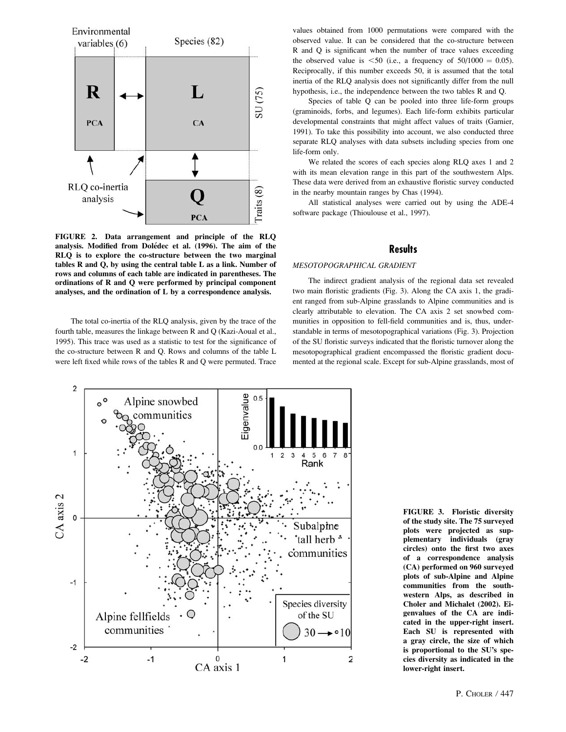FIGURE 2. Data arrangement and principle of the RLQ analysis. Modified from Dolédec et al. (1996). The aim of the RLQ is to explore the co-structure between the two marginal tables R and Q, by using the central table L as a link. Number of rows and columns of each table are indicated in parentheses. The ordinations of R and Q were performed by principal component analyses, and the ordination of L by a correspondence analysis.

The total co-inertia of the RLQ analysis, given by the trace of the fourth table, measures the linkage between R and Q (Kazi-Aoual et al., 1995). This trace was used as a statistic to test for the significance of the co-structure between R and Q. Rows and columns of the table L were left fixed while rows of the tables R and Q were permuted. Trace values obtained from 1000 permutations were compared with the observed value. It can be considered that the co-structure between R and Q is significant when the number of trace values exceeding the observed value is $<50$ (i.e., a frequency of $50/1000 = 0.05$). Reciprocally, if this number exceeds 50, it is assumed that the total inertia of the RLQ analysis does not significantly differ from the null hypothesis, i.e., the independence between the two tables R and Q.

Species of table Q can be pooled into three life-form groups (graminoids, forbs, and legumes). Each life-form exhibits particular developmental constraints that might affect values of traits (Garnier, 1991). To take this possibility into account, we also conducted three separate RLQ analyses with data subsets including species from one life-form only.

We related the scores of each species along RLQ axes 1 and 2 with its mean elevation range in this part of the southwestern Alps. These data were derived from an exhaustive floristic survey conducted in the nearby mountain ranges by Chas (1994).

All statistical analyses were carried out by using the ADE-4 software package (Thioulouse et al., 1997).

## Results

### *MESOTOPOGRAPHICAL GRADIENT*

The indirect gradient analysis of the regional data set revealed two main floristic gradients (Fig. 3). Along the CA axis 1, the gradient ranged from sub-Alpine grasslands to Alpine communities and is clearly attributable to elevation. The CA axis 2 set snowbed communities in opposition to fell-field communities and is, thus, understandable in terms of mesotopographical variations (Fig. 3). Projection of the SU floristic surveys indicated that the floristic turnover along the mesotopographical gradient encompassed the floristic gradient documented at the regional scale. Except for sub-Alpine grasslands, most of

FIGURE 3. Floristic diversity of the study site. The 75 surveyed plots were projected as supplementary individuals (gray circles) onto the first two axes of a correspondence analysis (CA) performed on 960 surveyed plots of sub-Alpine and Alpine communities from the southwestern Alps, as described in Choler and Michalet (2002). Eigenvalues of the CA are indicated in the upper-right insert. Each SU is represented with a gray circle, the size of which is proportional to the SU's species diversity as indicated in the lower-right insert.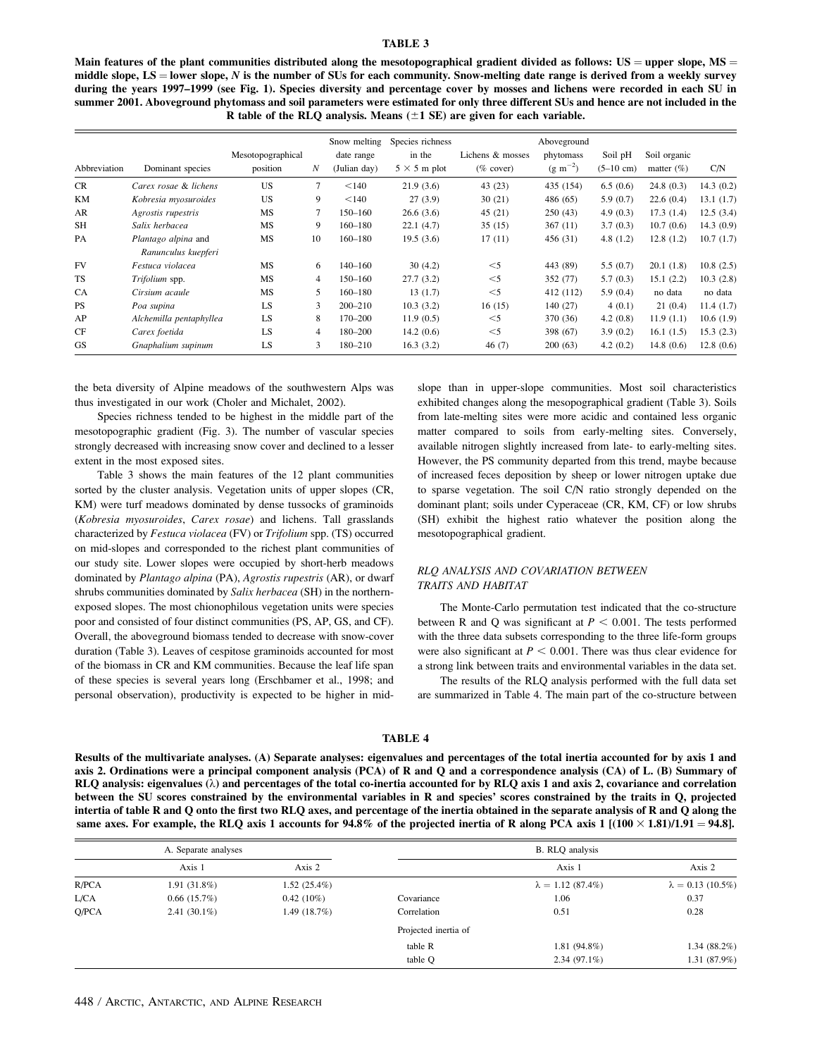**TABLE 3**

**Main features of the plant communities distributed along the mesotopographical gradient divided as follows: US = upper slope, MS = middle slope, LS = lower slope, *N* is the number of SUs for each community. Snow-melting date range is derived from a weekly survey during the years 1997–1999 (see Fig. 1). Species diversity and percentage cover by mosses and lichens were recorded in each SU in summer 2001. Aboveground phytomass and soil parameters were estimated for only three different SUs and hence are not included in the R table of the RLQ analysis. Means (±1 SE) are given for each variable.**

| Abbreviation | Dominant species | Mesotopographical position | *N* | Snow melting date range (Julian day) | Species richness in the 5 × 5 m plot | Lichens & mosses (% cover) | Aboveground phytomass ($g\ m^{-2}$) | Soil pH (5–10 cm) | Soil organic matter (%) | C/N |
|---|---|---|---|---|---|---|---|---|---|---|
| CR | *Carex rosae* & *lichens* | US | 7 | <140 | 21.9 (3.6) | 43 (23) | 435 (154) | 6.5 (0.6) | 24.8 (0.3) | 14.3 (0.2) |
| KM | *Kobresia myosuroides* | US | 9 | <140 | 27 (3.9) | 30 (21) | 486 (65) | 5.9 (0.7) | 22.6 (0.4) | 13.1 (1.7) |
| AR | *Agrostis rupestris* | MS | 7 | 150–160 | 26.6 (3.6) | 45 (21) | 250 (43) | 4.9 (0.3) | 17.3 (1.4) | 12.5 (3.4) |
| SH | *Salix herbacea* | MS | 9 | 160–180 | 22.1 (4.7) | 35 (15) | 367 (11) | 3.7 (0.3) | 10.7 (0.6) | 14.3 (0.9) |
| PA | *Plantago alpina* and *Ranunculus kuepferi* | MS | 10 | 160–180 | 19.5 (3.6) | 17 (11) | 456 (31) | 4.8 (1.2) | 12.8 (1.2) | 10.7 (1.7) |
| FV | *Festuca violacea* | MS | 6 | 140–160 | 30 (4.2) | <5 | 443 (89) | 5.5 (0.7) | 20.1 (1.8) | 10.8 (2.5) |
| TS | *Trifolium* spp. | MS | 4 | 150–160 | 27.7 (3.2) | <5 | 352 (77) | 5.7 (0.3) | 15.1 (2.2) | 10.3 (2.8) |
| CA | *Cirsium acaule* | MS | 5 | 160–180 | 13 (1.7) | <5 | 412 (112) | 5.9 (0.4) | no data | no data |
| PS | *Poa supina* | LS | 3 | 200–210 | 10.3 (3.2) | 16 (15) | 140 (27) | 4 (0.1) | 21 (0.4) | 11.4 (1.7) |
| AP | *Alchemilla pentaphyllea* | LS | 8 | 170–200 | 11.9 (0.5) | <5 | 370 (36) | 4.2 (0.8) | 11.9 (1.1) | 10.6 (1.9) |
| CF | *Carex foetida* | LS | 4 | 180–200 | 14.2 (0.6) | <5 | 398 (67) | 3.9 (0.2) | 16.1 (1.5) | 15.3 (2.3) |
| GS | *Gnaphalium supinum* | LS | 3 | 180–210 | 16.3 (3.2) | 46 (7) | 200 (63) | 4.2 (0.2) | 14.8 (0.6) | 12.8 (0.6) |

the beta diversity of Alpine meadows of the southwestern Alps was thus investigated in our work (Choler and Michalet, 2002).

Species richness tended to be highest in the middle part of the mesotopographic gradient (Fig. 3). The number of vascular species strongly decreased with increasing snow cover and declined to a lesser extent in the most exposed sites.

Table 3 shows the main features of the 12 plant communities sorted by the cluster analysis. Vegetation units of upper slopes (CR, KM) were turf meadows dominated by dense tussocks of graminoids (*Kobresia myosuroides*, *Carex rosae*) and lichens. Tall grasslands characterized by *Festuca violacea* (FV) or *Trifolium* spp. (TS) occurred on mid-slopes and corresponded to the richest plant communities of our study site. Lower slopes were occupied by short-herb meadows dominated by *Plantago alpina* (PA), *Agrostis rupestris* (AR), or dwarf shrubs communities dominated by *Salix herbacea* (SH) in the northern-exposed slopes. The most chionophilous vegetation units were species poor and consisted of four distinct communities (PS, AP, GS, and CF). Overall, the aboveground biomass tended to decrease with snow-cover duration (Table 3). Leaves of cespitose graminoids accounted for most of the biomass in CR and KM communities. Because the leaf life span of these species is several years long (Erschbamer et al., 1998; and personal observation), productivity is expected to be higher in mid-slope than in upper-slope communities. Most soil characteristics exhibited changes along the mesopographical gradient (Table 3). Soils from late-melting sites were more acidic and contained less organic matter compared to soils from early-melting sites. Conversely, available nitrogen slightly increased from late- to early-melting sites. However, the PS community departed from this trend, maybe because of increased feces deposition by sheep or lower nitrogen uptake due to sparse vegetation. The soil C/N ratio strongly depended on the dominant plant; soils under Cyperaceae (CR, KM, CF) or low shrubs (SH) exhibit the highest ratio whatever the position along the mesotopographical gradient.

### *RLQ ANALYSIS AND COVARIATION BETWEEN TRAITS AND HABITAT*

The Monte-Carlo permutation test indicated that the co-structure between R and Q was significant at $P < 0.001$. The tests performed with the three data subsets corresponding to the three life-form groups were also significant at $P < 0.001$. There was thus clear evidence for a strong link between traits and environmental variables in the data set.

The results of the RLQ analysis performed with the full data set are summarized in Table 4. The main part of the co-structure between

**TABLE 4**

**Results of the multivariate analyses. (A) Separate analyses: eigenvalues and percentages of the total inertia accounted for by axis 1 and axis 2. Ordinations were a principal component analysis (PCA) of R and Q and a correspondence analysis (CA) of L. (B) Summary of RLQ analysis: eigenvalues (λ) and percentages of the total co-inertia accounted for by RLQ axis 1 and axis 2, covariance and correlation between the SU scores constrained by the environmental variables in R and species' scores constrained by the traits in Q, projected intertia of table R and Q onto the first two RLQ axes, and percentage of the inertia obtained in the separate analysis of R and Q along the same axes. For example, the RLQ axis 1 accounts for 94.8% of the projected inertia of R along PCA axis 1 [(100 × 1.81)/1.91 = 94.8].**

| A. Separate analyses | | | B. RLQ analysis | | |
|---|---|---|---|---|---|
| | Axis 1 | Axis 2 | | Axis 1 | Axis 2 |
| R/PCA | 1.91 (31.8%) | 1.52 (25.4%) | | λ = 1.12 (87.4%) | λ = 0.13 (10.5%) |
| L/CA | 0.66 (15.7%) | 0.42 (10%) | Covariance | 1.06 | 0.37 |
| Q/PCA | 2.41 (30.1%) | 1.49 (18.7%) | Correlation | 0.51 | 0.28 |
| | | | Projected inertia of | | |
| | | | table R | 1.81 (94.8%) | 1.34 (88.2%) |
| | | | table Q | 2.34 (97.1%) | 1.31 (87.9%) |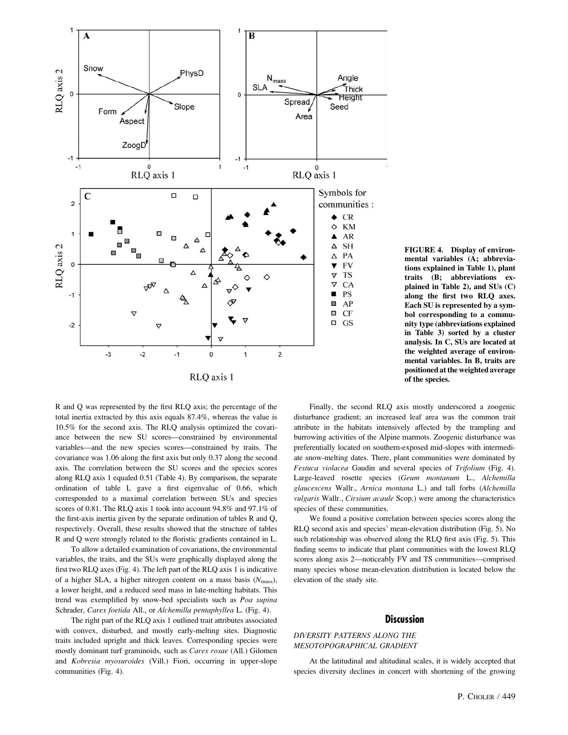FIGURE 4. Display of environmental variables (A; abbreviations explained in Table 1), plant traits (B; abbreviations explained in Table 2), and SUs (C) along the first two RLQ axes. Each SU is represented by a symbol corresponding to a community type (abbreviations explained in Table 3) sorted by a cluster analysis. In C, SUs are located at the weighted average of environmental variables. In B, traits are positioned at the weighted average of the species.

R and Q was represented by the first RLQ axis; the percentage of the total inertia extracted by this axis equals 87.4%, whereas the value is 10.5% for the second axis. The RLQ analysis optimized the covariance between the new SU scores—constrained by environmental variables—and the new species scores—constrained by traits. The covariance was 1.06 along the first axis but only 0.37 along the second axis. The correlation between the SU scores and the species scores along RLQ axis 1 equaled 0.51 (Table 4). By comparison, the separate ordination of table L gave a first eigenvalue of 0.66, which corresponded to a maximal correlation between SUs and species scores of 0.81. The RLQ axis 1 took into account 94.8% and 97.1% of the first-axis inertia given by the separate ordination of tables R and Q, respectively. Overall, these results showed that the structure of tables R and Q were strongly related to the floristic gradients contained in L.

To allow a detailed examination of covariations, the environmental variables, the traits, and the SUs were graphically displayed along the first two RLQ axes (Fig. 4). The left part of the RLQ axis 1 is indicative of a higher SLA, a higher nitrogen content on a mass basis ($N_{\text{mass}}$), a lower height, and a reduced seed mass in late-melting habitats. This trend was exemplified by snow-bed specialists such as *Poa supina* Schrader, *Carex foetida* All., or *Alchemilla pentaphyllea* L. (Fig. 4).

The right part of the RLQ axis 1 outlined trait attributes associated with convex, disturbed, and mostly early-melting sites. Diagnostic traits included upright and thick leaves. Corresponding species were mostly dominant turf graminoids, such as *Carex rosae* (All.) Gilomen and *Kobresia myosuroides* (Vill.) Fiori, occurring in upper-slope communities (Fig. 4).

Finally, the second RLQ axis mostly underscored a zoogenic disturbance gradient; an increased leaf area was the common trait attribute in the habitats intensively affected by the trampling and burrowing activities of the Alpine marmots. Zoogenic disturbance was preferentially located on southern-exposed mid-slopes with intermediate snow-melting dates. There, plant communities were dominated by *Festuca violacea* Gaudin and several species of *Trifolium* (Fig. 4). Large-leaved rosette species (*Geum montanum* L., *Alchemilla glaucescens* Wallr., *Arnica montana* L.) and tall forbs (*Alchemilla vulgaris* Wallr., *Cirsium acaule* Scop.) were among the characteristics species of these communities.

We found a positive correlation between species scores along the RLQ second axis and species' mean-elevation distribution (Fig. 5). No such relationship was observed along the RLQ first axis (Fig. 5). This finding seems to indicate that plant communities with the lowest RLQ scores along axis 2—noticeably FV and TS communities—comprised many species whose mean-elevation distribution is located below the elevation of the study site.

## Discussion

### *DIVERSITY PATTERNS ALONG THE MESOTOPOGRAPHICAL GRADIENT*

At the latitudinal and altitudinal scales, it is widely accepted that species diversity declines in concert with shortening of the growing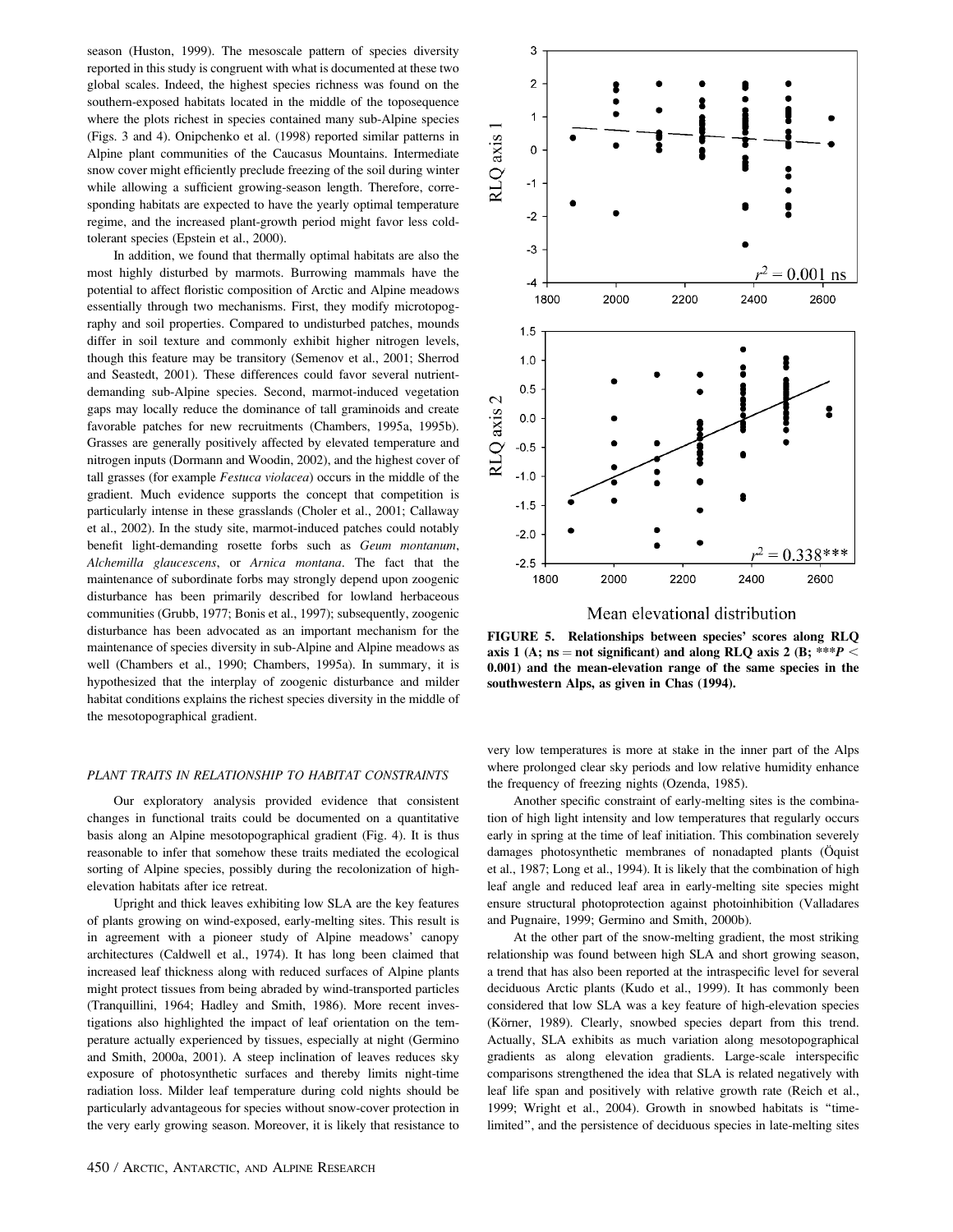season (Huston, 1999). The mesoscale pattern of species diversity reported in this study is congruent with what is documented at these two global scales. Indeed, the highest species richness was found on the southern-exposed habitats located in the middle of the toposequence where the plots richest in species contained many sub-Alpine species (Figs. 3 and 4). Onipchenko et al. (1998) reported similar patterns in Alpine plant communities of the Caucasus Mountains. Intermediate snow cover might efficiently preclude freezing of the soil during winter while allowing a sufficient growing-season length. Therefore, corresponding habitats are expected to have the yearly optimal temperature regime, and the increased plant-growth period might favor less cold-tolerant species (Epstein et al., 2000).

In addition, we found that thermally optimal habitats are also the most highly disturbed by marmots. Burrowing mammals have the potential to affect floristic composition of Arctic and Alpine meadows essentially through two mechanisms. First, they modify microtopography and soil properties. Compared to undisturbed patches, mounds differ in soil texture and commonly exhibit higher nitrogen levels, though this feature may be transitory (Semenov et al., 2001; Sherrod and Seastedt, 2001). These differences could favor several nutrient-demanding sub-Alpine species. Second, marmot-induced vegetation gaps may locally reduce the dominance of tall graminoids and create favorable patches for new recruitments (Chambers, 1995a, 1995b). Grasses are generally positively affected by elevated temperature and nitrogen inputs (Dormann and Woodin, 2002), and the highest cover of tall grasses (for example *Festuca violacea*) occurs in the middle of the gradient. Much evidence supports the concept that competition is particularly intense in these grasslands (Choler et al., 2001; Callaway et al., 2002). In the study site, marmot-induced patches could notably benefit light-demanding rosette forbs such as *Geum montanum*, *Alchemilla glaucescens*, or *Arnica montana*. The fact that the maintenance of subordinate forbs may strongly depend upon zoogenic disturbance has been primarily described for lowland herbaceous communities (Grubb, 1977; Bonis et al., 1997); subsequently, zoogenic disturbance has been advocated as an important mechanism for the maintenance of species diversity in sub-Alpine and Alpine meadows as well (Chambers et al., 1990; Chambers, 1995a). In summary, it is hypothesized that the interplay of zoogenic disturbance and milder habitat conditions explains the richest species diversity in the middle of the mesotopographical gradient.

**FIGURE 5. Relationships between species' scores along RLQ axis 1 (A; ns = not significant) and along RLQ axis 2 (B; \*\*\*$P < 0.001$) and the mean-elevation range of the same species in the southwestern Alps, as given in Chas (1994).**

### PLANT TRAITS IN RELATIONSHIP TO HABITAT CONSTRAINTS

Our exploratory analysis provided evidence that consistent changes in functional traits could be documented on a quantitative basis along an Alpine mesotopographical gradient (Fig. 4). It is thus reasonable to infer that somehow these traits mediated the ecological sorting of Alpine species, possibly during the recolonization of high-elevation habitats after ice retreat.

Upright and thick leaves exhibiting low SLA are the key features of plants growing on wind-exposed, early-melting sites. This result is in agreement with a pioneer study of Alpine meadows' canopy architectures (Caldwell et al., 1974). It has long been claimed that increased leaf thickness along with reduced surfaces of Alpine plants might protect tissues from being abraded by wind-transported particles (Tranquillini, 1964; Hadley and Smith, 1986). More recent investigations also highlighted the impact of leaf orientation on the temperature actually experienced by tissues, especially at night (Germino and Smith, 2000a, 2001). A steep inclination of leaves reduces sky exposure of photosynthetic surfaces and thereby limits night-time radiation loss. Milder leaf temperature during cold nights should be particularly advantageous for species without snow-cover protection in the very early growing season. Moreover, it is likely that resistance to very low temperatures is more at stake in the inner part of the Alps where prolonged clear sky periods and low relative humidity enhance the frequency of freezing nights (Ozenda, 1985).

Another specific constraint of early-melting sites is the combination of high light intensity and low temperatures that regularly occurs early in spring at the time of leaf initiation. This combination severely damages photosynthetic membranes of nonadapted plants (Öquist et al., 1987; Long et al., 1994). It is likely that the combination of high leaf angle and reduced leaf area in early-melting site species might ensure structural photoprotection against photoinhibition (Valladares and Pugnaire, 1999; Germino and Smith, 2000b).

At the other part of the snow-melting gradient, the most striking relationship was found between high SLA and short growing season, a trend that has also been reported at the intraspecific level for several deciduous Arctic plants (Kudo et al., 1999). It has commonly been considered that low SLA was a key feature of high-elevation species (Körner, 1989). Clearly, snowbed species depart from this trend. Actually, SLA exhibits as much variation along mesotopographical gradients as along elevation gradients. Large-scale interspecific comparisons strengthened the idea that SLA is related negatively with leaf life span and positively with relative growth rate (Reich et al., 1999; Wright et al., 2004). Growth in snowbed habitats is "time-limited", and the persistence of deciduous species in late-melting sites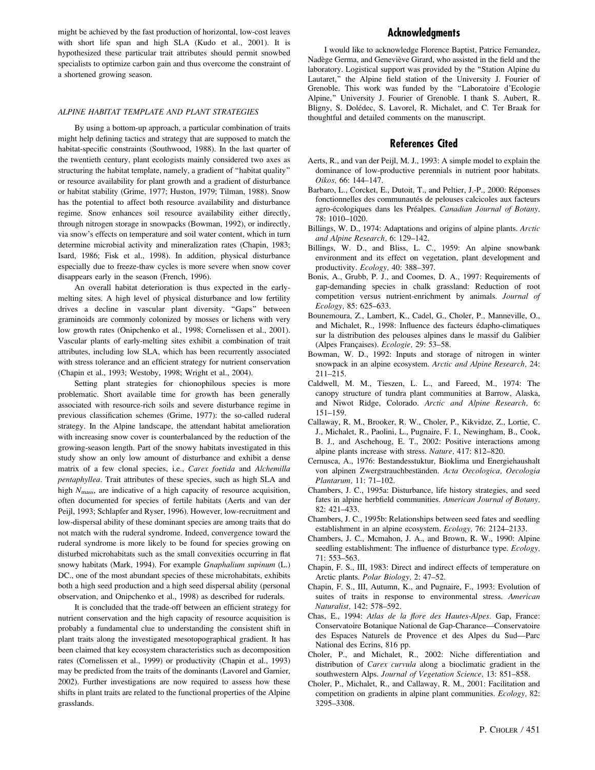might be achieved by the fast production of horizontal, low-cost leaves with short life span and high SLA (Kudo et al., 2001). It is hypothesized these particular trait attributes should permit snowbed specialists to optimize carbon gain and thus overcome the constraint of a shortened growing season.

### *ALPINE HABITAT TEMPLATE AND PLANT STRATEGIES*

By using a bottom-up approach, a particular combination of traits might help defining tactics and strategy that are supposed to match the habitat-specific constraints (Southwood, 1988). In the last quarter of the twentieth century, plant ecologists mainly considered two axes as structuring the habitat template, namely, a gradient of "habitat quality" or resource availability for plant growth and a gradient of disturbance or habitat stability (Grime, 1977; Huston, 1979; Tilman, 1988). Snow has the potential to affect both resource availability and disturbance regime. Snow enhances soil resource availability either directly, through nitrogen storage in snowpacks (Bowman, 1992), or indirectly, via snow's effects on temperature and soil water content, which in turn determine microbial activity and mineralization rates (Chapin, 1983; Isard, 1986; Fisk et al., 1998). In addition, physical disturbance especially due to freeze-thaw cycles is more severe when snow cover disappears early in the season (French, 1996).

An overall habitat deterioration is thus expected in the early-melting sites. A high level of physical disturbance and low fertility drives a decline in vascular plant diversity. "Gaps" between graminoids are commonly colonized by mosses or lichens with very low growth rates (Onipchenko et al., 1998; Cornelissen et al., 2001). Vascular plants of early-melting sites exhibit a combination of trait attributes, including low SLA, which has been recurrently associated with stress tolerance and an efficient strategy for nutrient conservation (Chapin et al., 1993; Westoby, 1998; Wright et al., 2004).

Setting plant strategies for chionophilous species is more problematic. Short available time for growth has been generally associated with resource-rich soils and severe disturbance regime in previous classification schemes (Grime, 1977): the so-called ruderal strategy. In the Alpine landscape, the attendant habitat amelioration with increasing snow cover is counterbalanced by the reduction of the growing-season length. Part of the snowy habitats investigated in this study show an only low amount of disturbance and exhibit a dense matrix of a few clonal species, i.e., *Carex foetida* and *Alchemilla pentaphyllea*. Trait attributes of these species, such as high SLA and high $N_{mass}$, are indicative of a high capacity of resource acquisition, often documented for species of fertile habitats (Aerts and van der Peijl, 1993; Schlapfer and Ryser, 1996). However, low-recruitment and low-dispersal ability of these dominant species are among traits that do not match with the ruderal syndrome. Indeed, convergence toward the ruderal syndrome is more likely to be found for species growing on disturbed microhabitats such as the small convexities occurring in flat snowy habitats (Mark, 1994). For example *Gnaphalium supinum* (L.) DC., one of the most abundant species of these microhabitats, exhibits both a high seed production and a high seed dispersal ability (personal observation, and Onipchenko et al., 1998) as described for ruderals.

It is concluded that the trade-off between an efficient strategy for nutrient conservation and the high capacity of resource acquisition is probably a fundamental clue to understanding the consistent shift in plant traits along the investigated mesotopographical gradient. It has been claimed that key ecosystem characteristics such as decomposition rates (Cornelissen et al., 1999) or productivity (Chapin et al., 1993) may be predicted from the traits of the dominants (Lavorel and Garnier, 2002). Further investigations are now required to assess how these shifts in plant traits are related to the functional properties of the Alpine grasslands.

## Acknowledgments

I would like to acknowledge Florence Baptist, Patrice Fernandez, Nadège Germa, and Geneviève Girard, who assisted in the field and the laboratory. Logistical support was provided by the "Station Alpine du Lautaret," the Alpine field station of the University J. Fourier of Grenoble. This work was funded by the "Laboratoire d'Ecologie Alpine," University J. Fourier of Grenoble. I thank S. Aubert, R. Bligny, S. Dolédec, S. Lavorel, R. Michalet, and C. Ter Braak for thoughtful and detailed comments on the manuscript.

## References Cited

Aerts, R., and van der Peijl, M. J., 1993: A simple model to explain the dominance of low-productive perennials in nutrient poor habitats. *Oikos,* 66: 144–147.

Barbaro, L., Corcket, E., Dutoit, T., and Peltier, J.-P., 2000: Réponses fonctionnelles des communautés de pelouses calcicoles aux facteurs agro-écologiques dans les Préalpes. *Canadian Journal of Botany,* 78: 1010–1020.

Billings, W. D., 1974: Adaptations and origins of alpine plants. *Arctic and Alpine Research,* 6: 129–142.

Billings, W. D., and Bliss, L. C., 1959: An alpine snowbank environment and its effect on vegetation, plant development and productivity. *Ecology,* 40: 388–397.

Bonis, A., Grubb, P. J., and Coomes, D. A., 1997: Requirements of gap-demanding species in chalk grassland: Reduction of root competition versus nutrient-enrichment by animals. *Journal of Ecology,* 85: 625–633.

Bounemoura, Z., Lambert, K., Cadel, G., Choler, P., Manneville, O., and Michalet, R., 1998: Influence des facteurs édapho-climatiques sur la distribution des pelouses alpines dans le massif du Galibier (Alpes Françaises). *Ecologie,* 29: 53–58.

Bowman, W. D., 1992: Inputs and storage of nitrogen in winter snowpack in an alpine ecosystem. *Arctic and Alpine Research,* 24: 211–215.

Caldwell, M. M., Tieszen, L. L., and Fareed, M., 1974: The canopy structure of tundra plant communities at Barrow, Alaska, and Niwot Ridge, Colorado. *Arctic and Alpine Research,* 6: 151–159.

Callaway, R. M., Brooker, R. W., Choler, P., Kikvidze, Z., Lortie, C. J., Michalet, R., Paolini, L., Pugnaire, F. I., Newingham, B., Cook, B. J., and Aschehoug, E. T., 2002: Positive interactions among alpine plants increase with stress. *Nature,* 417: 812–820.

Cernusca, A., 1976: Bestandesstuktur, Bioklima und Energiehaushalt von alpinen Zwergstrauchbeständen. *Acta Oecologica, Oecologia Plantarum,* 11: 71–102.

Chambers, J. C., 1995a: Disturbance, life history strategies, and seed fates in alpine herbfield communities. *American Journal of Botany,* 82: 421–433.

Chambers, J. C., 1995b: Relationships between seed fates and seedling establishment in an alpine ecosystem. *Ecology,* 76: 2124–2133.

Chambers, J. C., Mcmahon, J. A., and Brown, R. W., 1990: Alpine seedling establishment: The influence of disturbance type. *Ecology,* 71: 553–563.

Chapin, F. S., III, 1983: Direct and indirect effects of temperature on Arctic plants. *Polar Biology,* 2: 47–52.

Chapin, F. S., III, Autumn, K., and Pugnaire, F., 1993: Evolution of suites of traits in response to environmental stress. *American Naturalist,* 142: 578–592.

Chas, E., 1994: *Atlas de la flore des Hautes-Alpes.* Gap, France: Conservatoire Botanique National de Gap-Charance—Conservatoire des Espaces Naturels de Provence et des Alpes du Sud—Parc National des Ecrins, 816 pp.

Choler, P., and Michalet, R., 2002: Niche differentiation and distribution of *Carex curvula* along a bioclimatic gradient in the southwestern Alps. *Journal of Vegetation Science,* 13: 851–858.

Choler, P., Michalet, R., and Callaway, R. M., 2001: Facilitation and competition on gradients in alpine plant communities. *Ecology,* 82: 3295–3308.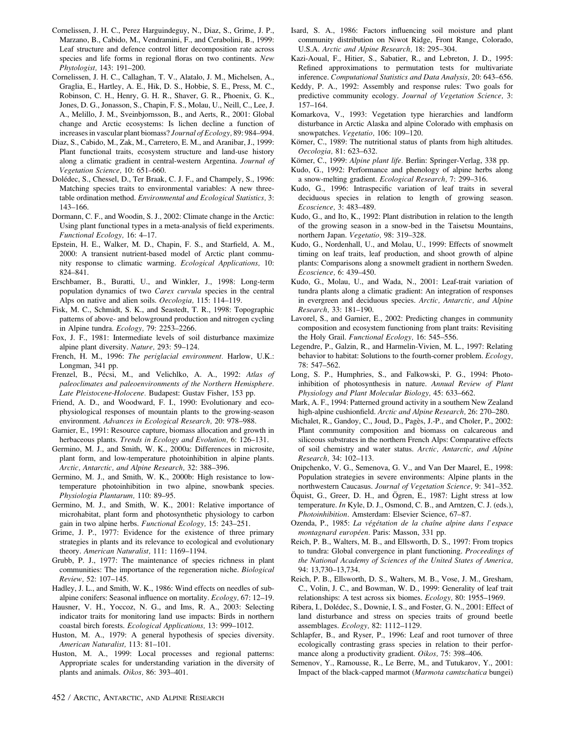Cornelissen, J. H. C., Perez Harguindeguy, N., Diaz, S., Grime, J. P., Marzano, B., Cabido, M., Vendramini, F., and Cerabolini, B., 1999: Leaf structure and defence control litter decomposition rate across species and life forms in regional floras on two continents. *New Phytologist,* 143: 191–200.

Cornelissen, J. H. C., Callaghan, T. V., Alatalo, J. M., Michelsen, A., Graglia, E., Hartley, A. E., Hik, D. S., Hobbie, S. E., Press, M. C., Robinson, C. H., Henry, G. H. R., Shaver, G. R., Phoenix, G. K., Jones, D. G., Jonasson, S., Chapin, F. S., Molau, U., Neill, C., Lee, J. A., Melillo, J. M., Sveinbjornsson, B., and Aerts, R., 2001: Global change and Arctic ecosystems: Is lichen decline a function of increases in vascular plant biomass? *Journal of Ecology,* 89: 984–994.

Diaz, S., Cabido, M., Zak, M., Carretero, E. M., and Aranibar, J., 1999: Plant functional traits, ecosystem structure and land-use history along a climatic gradient in central-western Argentina. *Journal of Vegetation Science,* 10: 651–660.

Dolédec, S., Chessel, D., Ter Braak, C. J. F., and Champely, S., 1996: Matching species traits to environmental variables: A new three-table ordination method. *Environmental and Ecological Statistics,* 3: 143–166.

Dormann, C. F., and Woodin, S. J., 2002: Climate change in the Arctic: Using plant functional types in a meta-analysis of field experiments. *Functional Ecology,* 16: 4–17.

Epstein, H. E., Walker, M. D., Chapin, F. S., and Starfield, A. M., 2000: A transient nutrient-based model of Arctic plant community response to climatic warming. *Ecological Applications,* 10: 824–841.

Erschbamer, B., Buratti, U., and Winkler, J., 1998: Long-term population dynamics of two *Carex curvula* species in the central Alps on native and alien soils. *Oecologia,* 115: 114–119.

Fisk, M. C., Schmidt, S. K., and Seastedt, T. R., 1998: Topographic patterns of above- and belowground production and nitrogen cycling in Alpine tundra. *Ecology,* 79: 2253–2266.

Fox, J. F., 1981: Intermediate levels of soil disturbance maximize alpine plant diversity. *Nature,* 293: 59–124.

French, H. M., 1996: *The periglacial environment.* Harlow, U.K.: Longman, 341 pp.

Frenzel, B., Pécsi, M., and Velichlko, A. A., 1992: *Atlas of paleoclimates and paleoenvironments of the Northern Hemisphere. Late Pleistocene-Holocene.* Budapest: Gustav Fisher, 153 pp.

Friend, A. D., and Woodward, F. I., 1990: Evolutionary and ecophysiological responses of mountain plants to the growing-season environment. *Advances in Ecological Research,* 20: 978–988.

Garnier, E., 1991: Resource capture, biomass allocation and growth in herbaceous plants. *Trends in Ecology and Evolution,* 6: 126–131.

Germino, M. J., and Smith, W. K., 2000a: Differences in microsite, plant form, and low-temperature photoinhibition in alpine plants. *Arctic, Antarctic, and Alpine Research,* 32: 388–396.

Germino, M. J., and Smith, W. K., 2000b: High resistance to low-temperature photoinhibition in two alpine, snowbank species. *Physiologia Plantarum,* 110: 89–95.

Germino, M. J., and Smith, W. K., 2001: Relative importance of microhabitat, plant form and photosynthetic physiology to carbon gain in two alpine herbs. *Functional Ecology,* 15: 243–251.

Grime, J. P., 1977: Evidence for the existence of three primary strategies in plants and its relevance to ecological and evolutionary theory. *American Naturalist,* 111: 1169–1194.

Grubb, P. J., 1977: The maintenance of species richness in plant communities: The importance of the regeneration niche. *Biological Review,* 52: 107–145.

Hadley, J. L., and Smith, W. K., 1986: Wind effects on needles of sub-alpine conifers: Seasonal influence on mortality. *Ecology,* 67: 12–19.

Hausner, V. H., Yoccoz, N. G., and Ims, R. A., 2003: Selecting indicator traits for monitoring land use impacts: Birds in northern coastal birch forests. *Ecological Applications,* 13: 999–1012.

Huston, M. A., 1979: A general hypothesis of species diversity. *American Naturalist,* 113: 81–101.

Huston, M. A., 1999: Local processes and regional patterns: Appropriate scales for understanding variation in the diversity of plants and animals. *Oikos,* 86: 393–401.

Isard, S. A., 1986: Factors influencing soil moisture and plant community distribution on Niwot Ridge, Front Range, Colorado, U.S.A. *Arctic and Alpine Research,* 18: 295–304.

Kazi-Aoual, F., Hitier, S., Sabatier, R., and Lebreton, J. D., 1995: Refined approximations to permutation tests for multivariate inference. *Computational Statistics and Data Analysis,* 20: 643–656.

Keddy, P. A., 1992: Assembly and response rules: Two goals for predictive community ecology. *Journal of Vegetation Science,* 3: 157–164.

Komarkova, V., 1993: Vegetation type hierarchies and landform disturbance in Arctic Alaska and alpine Colorado with emphasis on snowpatches. *Vegetatio,* 106: 109–120.

Körner, C., 1989: The nutritional status of plants from high altitudes. *Oecologia,* 81: 623–632.

Körner, C., 1999: *Alpine plant life.* Berlin: Springer-Verlag, 338 pp.

Kudo, G., 1992: Performance and phenology of alpine herbs along a snow-melting gradient. *Ecological Research,* 7: 299–316.

Kudo, G., 1996: Intraspecific variation of leaf traits in several deciduous species in relation to length of growing season. *Ecoscience,* 3: 483–489.

Kudo, G., and Ito, K., 1992: Plant distribution in relation to the length of the growing season in a snow-bed in the Taisetsu Mountains, northern Japan. *Vegetatio,* 98: 319–328.

Kudo, G., Nordenhall, U., and Molau, U., 1999: Effects of snowmelt timing on leaf traits, leaf production, and shoot growth of alpine plants: Comparisons along a snowmelt gradient in northern Sweden. *Ecoscience,* 6: 439–450.

Kudo, G., Molau, U., and Wada, N., 2001: Leaf-trait variation of tundra plants along a climatic gradient: An integration of responses in evergreen and deciduous species. *Arctic, Antarctic, and Alpine Research,* 33: 181–190.

Lavorel, S., and Garnier, E., 2002: Predicting changes in community composition and ecosystem functioning from plant traits: Revisiting the Holy Grail. *Functional Ecology,* 16: 545–556.

Legendre, P., Galzin, R., and Harmelin-Vivien, M. L., 1997: Relating behavior to habitat: Solutions to the fourth-corner problem. *Ecology,* 78: 547–562.

Long, S. P., Humphries, S., and Falkowski, P. G., 1994: Photoinhibition of photosynthesis in nature. *Annual Review of Plant Physiology and Plant Molecular Biology,* 45: 633–662.

Mark, A. F., 1994: Patterned ground activity in a southern New Zealand high-alpine cushionfield. *Arctic and Alpine Research,* 26: 270–280.

Michalet, R., Gandoy, C., Joud, D., Pagès, J.-P., and Choler, P., 2002: Plant community composition and biomass on calcareous and siliceous substrates in the northern French Alps: Comparative effects of soil chemistry and water status. *Arctic, Antarctic, and Alpine Research,* 34: 102–113.

Onipchenko, V. G., Semenova, G. V., and Van Der Maarel, E., 1998: Population strategies in severe environments: Alpine plants in the northwestern Caucasus. *Journal of Vegetation Science,* 9: 341–352.

Öquist, G., Greer, D. H., and Ögren, E., 1987: Light stress at low temperature. *In* Kyle, D. J., Osmond, C. B., and Arntzen, C. J. (eds.), *Photoinhibition.* Amsterdam: Elsevier Science, 67–87.

Ozenda, P., 1985: *La végétation de la chaîne alpine dans l'espace montagnard européen.* Paris: Masson, 331 pp.

Reich, P. B., Walters, M. B., and Ellsworth, D. S., 1997: From tropics to tundra: Global convergence in plant functioning. *Proceedings of the National Academy of Sciences of the United States of America,* 94: 13,730–13,734.

Reich, P. B., Ellsworth, D. S., Walters, M. B., Vose, J. M., Gresham, C., Volin, J. C., and Bowman, W. D., 1999: Generality of leaf trait relationships: A test across six biomes. *Ecology,* 80: 1955–1969.

Ribera, I., Dolédec, S., Downie, I. S., and Foster, G. N., 2001: Effect of land disturbance and stress on species traits of ground beetle assemblages. *Ecology,* 82: 1112–1129.

Schlapfer, B., and Ryser, P., 1996: Leaf and root turnover of three ecologically contrasting grass species in relation to their performance along a productivity gradient. *Oikos,* 75: 398–406.

Semenov, Y., Ramousse, R., Le Berre, M., and Tutukarov, Y., 2001: Impact of the black-capped marmot (*Marmota camtschatica* bungei)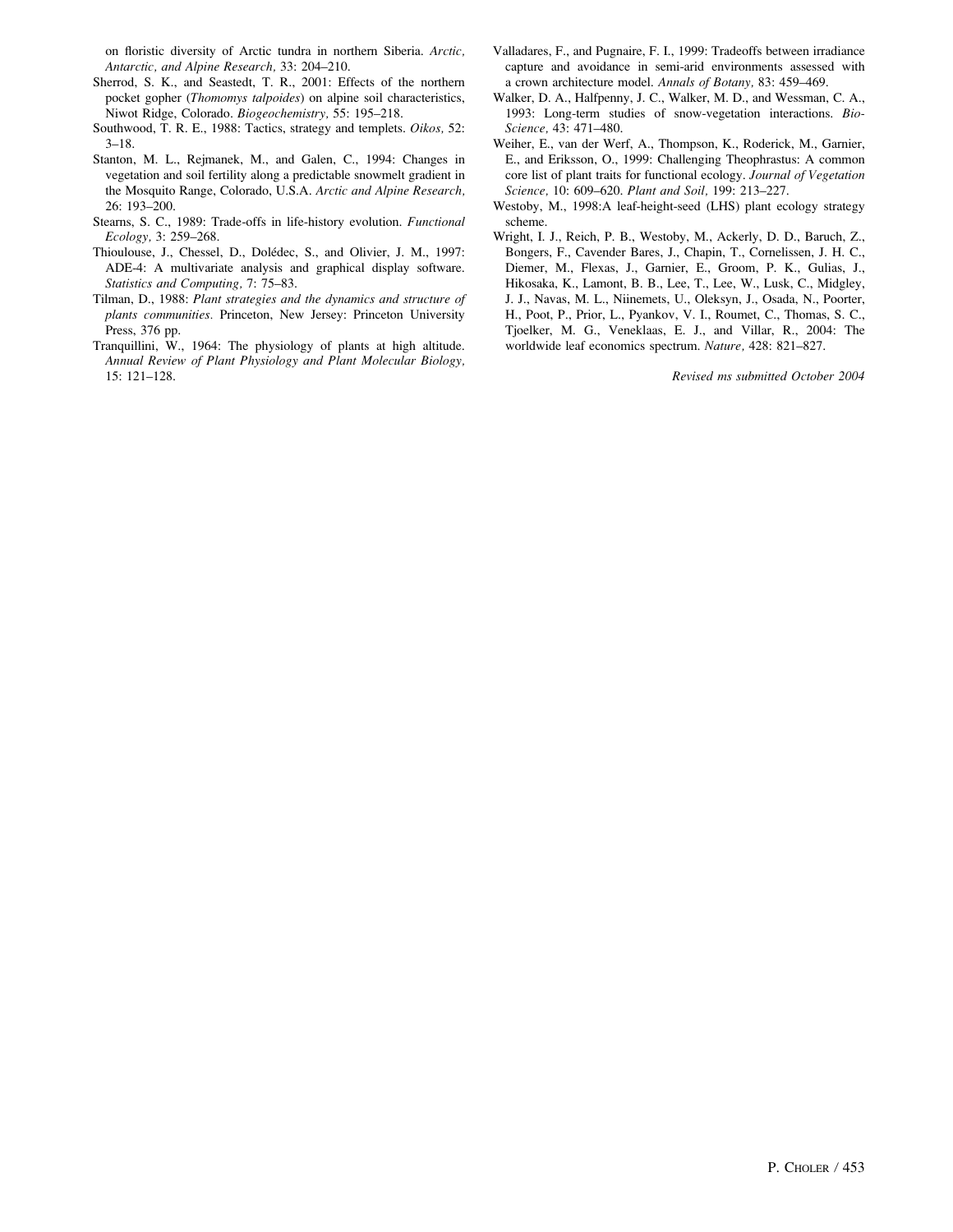on floristic diversity of Arctic tundra in northern Siberia. *Arctic, Antarctic, and Alpine Research,* 33: 204–210.

Sherrod, S. K., and Seastedt, T. R., 2001: Effects of the northern pocket gopher (*Thomomys talpoides*) on alpine soil characteristics, Niwot Ridge, Colorado. *Biogeochemistry,* 55: 195–218.

Southwood, T. R. E., 1988: Tactics, strategy and templets. *Oikos,* 52: 3–18.

Stanton, M. L., Rejmanek, M., and Galen, C., 1994: Changes in vegetation and soil fertility along a predictable snowmelt gradient in the Mosquito Range, Colorado, U.S.A. *Arctic and Alpine Research,* 26: 193–200.

Stearns, S. C., 1989: Trade-offs in life-history evolution. *Functional Ecology,* 3: 259–268.

Thioulouse, J., Chessel, D., Dolédec, S., and Olivier, J. M., 1997: ADE-4: A multivariate analysis and graphical display software. *Statistics and Computing,* 7: 75–83.

Tilman, D., 1988: *Plant strategies and the dynamics and structure of plants communities.* Princeton, New Jersey: Princeton University Press, 376 pp.

Tranquillini, W., 1964: The physiology of plants at high altitude. *Annual Review of Plant Physiology and Plant Molecular Biology,* 15: 121–128.

Valladares, F., and Pugnaire, F. I., 1999: Tradeoffs between irradiance capture and avoidance in semi-arid environments assessed with a crown architecture model. *Annals of Botany,* 83: 459–469.

Walker, D. A., Halfpenny, J. C., Walker, M. D., and Wessman, C. A., 1993: Long-term studies of snow-vegetation interactions. *BioScience,* 43: 471–480.

Weiher, E., van der Werf, A., Thompson, K., Roderick, M., Garnier, E., and Eriksson, O., 1999: Challenging Theophrastus: A common core list of plant traits for functional ecology. *Journal of Vegetation Science,* 10: 609–620. *Plant and Soil,* 199: 213–227.

Westoby, M., 1998:A leaf-height-seed (LHS) plant ecology strategy scheme.

Wright, I. J., Reich, P. B., Westoby, M., Ackerly, D. D., Baruch, Z., Bongers, F., Cavender Bares, J., Chapin, T., Cornelissen, J. H. C., Diemer, M., Flexas, J., Garnier, E., Groom, P. K., Gulias, J., Hikosaka, K., Lamont, B. B., Lee, T., Lee, W., Lusk, C., Midgley, J. J., Navas, M. L., Niinemets, U., Oleksyn, J., Osada, N., Poorter, H., Poot, P., Prior, L., Pyankov, V. I., Roumet, C., Thomas, S. C., Tjoelker, M. G., Veneklaas, E. J., and Villar, R., 2004: The worldwide leaf economics spectrum. *Nature,* 428: 821–827.

*Revised ms submitted October 2004*